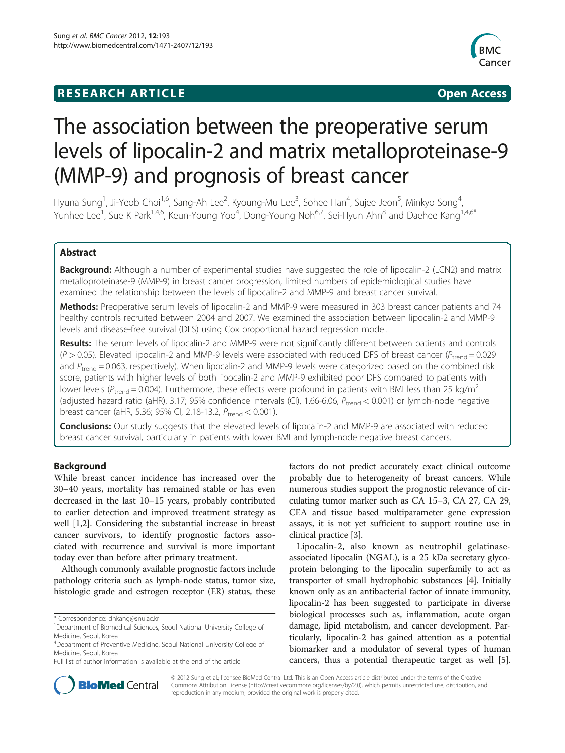**RESEARCH ARTICLE** **Open Access**

# The association between the preoperative serum levels of lipocalin-2 and matrix metalloproteinase-9 (MMP-9) and prognosis of breast cancer

Hyuna Sung[1], Ji-Yeob Choi[1,6], Sang-Ah Lee[2], Kyoung-Mu Lee[3], Sohee Han[4], Sujee Jeon[5], Minkyo Song[4], Yunhee Lee[1], Sue K Park[1,4,6], Keun-Young Yoo[4], Dong-Young Noh[6,7], Sei-Hyun Ahn[8] and Daehee Kang[1,4,6*]

## Abstract

**Background:** Although a number of experimental studies have suggested the role of lipocalin-2 (LCN2) and matrix metalloproteinase-9 (MMP-9) in breast cancer progression, limited numbers of epidemiological studies have examined the relationship between the levels of lipocalin-2 and MMP-9 and breast cancer survival.

**Methods:** Preoperative serum levels of lipocalin-2 and MMP-9 were measured in 303 breast cancer patients and 74 healthy controls recruited between 2004 and 2007. We examined the association between lipocalin-2 and MMP-9 levels and disease-free survival (DFS) using Cox proportional hazard regression model.

**Results:** The serum levels of lipocalin-2 and MMP-9 were not significantly different between patients and controls ($P > 0.05$). Elevated lipocalin-2 and MMP-9 levels were associated with reduced DFS of breast cancer ($P_{trend} = 0.029$ and $P_{trend} = 0.063$, respectively). When lipocalin-2 and MMP-9 levels were categorized based on the combined risk score, patients with higher levels of both lipocalin-2 and MMP-9 exhibited poor DFS compared to patients with lower levels ($P_{trend} = 0.004$). Furthermore, these effects were profound in patients with BMI less than 25 kg/m$^2$ (adjusted hazard ratio (aHR), 3.17; 95% confidence intervals (CI), 1.66-6.06, $P_{trend} < 0.001$) or lymph-node negative breast cancer (aHR, 5.36; 95% CI, 2.18-13.2, $P_{trend} < 0.001$).

**Conclusions:** Our study suggests that the elevated levels of lipocalin-2 and MMP-9 are associated with reduced breast cancer survival, particularly in patients with lower BMI and lymph-node negative breast cancers.

## Background

While breast cancer incidence has increased over the 30–40 years, mortality has remained stable or has even decreased in the last 10–15 years, probably contributed to earlier detection and improved treatment strategy as well [1,2]. Considering the substantial increase in breast cancer survivors, to identify prognostic factors associated with recurrence and survival is more important today ever than before after primary treatment.

Although commonly available prognostic factors include pathology criteria such as lymph-node status, tumor size, histologic grade and estrogen receptor (ER) status, these factors do not predict accurately exact clinical outcome probably due to heterogeneity of breast cancers. While numerous studies support the prognostic relevance of circulating tumor marker such as CA 15–3, CA 27, CA 29, CEA and tissue based multiparameter gene expression assays, it is not yet sufficient to support routine use in clinical practice [3].

Lipocalin-2, also known as neutrophil gelatinase-associated lipocalin (NGAL), is a 25 kDa secretary glycoprotein belonging to the lipocalin superfamily to act as transporter of small hydrophobic substances [4]. Initially known only as an antibacterial factor of innate immunity, lipocalin-2 has been suggested to participate in diverse biological processes such as, inflammation, acute organ damage, lipid metabolism, and cancer development. Particularly, lipocalin-2 has gained attention as a potential biomarker and a modulator of several types of human cancers, thus a potential therapeutic target as well [5].

\* Correspondence: dhkang@snu.ac.kr
[1]Department of Biomedical Sciences, Seoul National University College of Medicine, Seoul, Korea
[4]Department of Preventive Medicine, Seoul National University College of Medicine, Seoul, Korea
Full list of author information is available at the end of the article

© 2012 Sung et al.; licensee BioMed Central Ltd. This is an Open Access article distributed under the terms of the Creative Commons Attribution License (http://creativecommons.org/licenses/by/2.0), which permits unrestricted use, distribution, and reproduction in any medium, provided the original work is properly cited.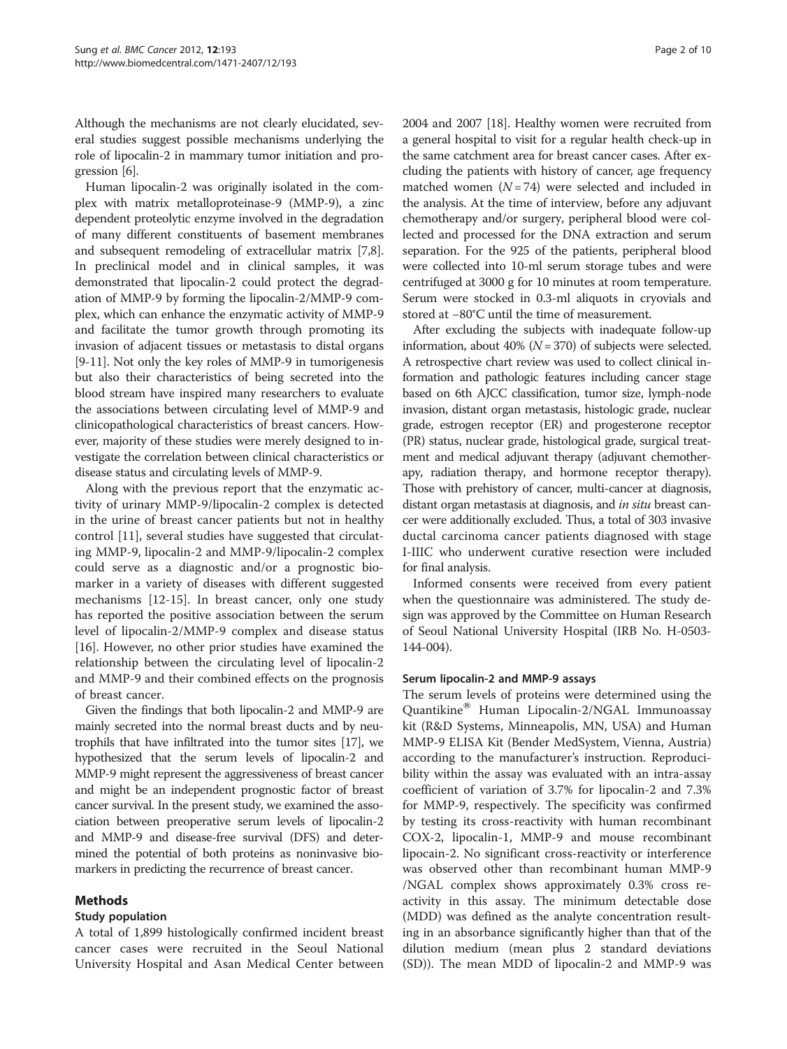Although the mechanisms are not clearly elucidated, several studies suggest possible mechanisms underlying the role of lipocalin-2 in mammary tumor initiation and progression [6].

Human lipocalin-2 was originally isolated in the complex with matrix metalloproteinase-9 (MMP-9), a zinc dependent proteolytic enzyme involved in the degradation of many different constituents of basement membranes and subsequent remodeling of extracellular matrix [7,8]. In preclinical model and in clinical samples, it was demonstrated that lipocalin-2 could protect the degradation of MMP-9 by forming the lipocalin-2/MMP-9 complex, which can enhance the enzymatic activity of MMP-9 and facilitate the tumor growth through promoting its invasion of adjacent tissues or metastasis to distal organs [9-11]. Not only the key roles of MMP-9 in tumorigenesis but also their characteristics of being secreted into the blood stream have inspired many researchers to evaluate the associations between circulating level of MMP-9 and clinicopathological characteristics of breast cancers. However, majority of these studies were merely designed to investigate the correlation between clinical characteristics or disease status and circulating levels of MMP-9.

Along with the previous report that the enzymatic activity of urinary MMP-9/lipocalin-2 complex is detected in the urine of breast cancer patients but not in healthy control [11], several studies have suggested that circulating MMP-9, lipocalin-2 and MMP-9/lipocalin-2 complex could serve as a diagnostic and/or a prognostic biomarker in a variety of diseases with different suggested mechanisms [12-15]. In breast cancer, only one study has reported the positive association between the serum level of lipocalin-2/MMP-9 complex and disease status [16]. However, no other prior studies have examined the relationship between the circulating level of lipocalin-2 and MMP-9 and their combined effects on the prognosis of breast cancer.

Given the findings that both lipocalin-2 and MMP-9 are mainly secreted into the normal breast ducts and by neutrophils that have infiltrated into the tumor sites [17], we hypothesized that the serum levels of lipocalin-2 and MMP-9 might represent the aggressiveness of breast cancer and might be an independent prognostic factor of breast cancer survival. In the present study, we examined the association between preoperative serum levels of lipocalin-2 and MMP-9 and disease-free survival (DFS) and determined the potential of both proteins as noninvasive biomarkers in predicting the recurrence of breast cancer.

## Methods

### Study population

A total of 1,899 histologically confirmed incident breast cancer cases were recruited in the Seoul National University Hospital and Asan Medical Center between 2004 and 2007 [18]. Healthy women were recruited from a general hospital to visit for a regular health check-up in the same catchment area for breast cancer cases. After excluding the patients with history of cancer, age frequency matched women ($N = 74$) were selected and included in the analysis. At the time of interview, before any adjuvant chemotherapy and/or surgery, peripheral blood were collected and processed for the DNA extraction and serum separation. For the 925 of the patients, peripheral blood were collected into 10-ml serum storage tubes and were centrifuged at 3000 g for 10 minutes at room temperature. Serum were stocked in 0.3-ml aliquots in cryovials and stored at −80°C until the time of measurement.

After excluding the subjects with inadequate follow-up information, about 40% ($N = 370$) of subjects were selected. A retrospective chart review was used to collect clinical information and pathologic features including cancer stage based on 6th AJCC classification, tumor size, lymph-node invasion, distant organ metastasis, histologic grade, nuclear grade, estrogen receptor (ER) and progesterone receptor (PR) status, nuclear grade, histological grade, surgical treatment and medical adjuvant therapy (adjuvant chemotherapy, radiation therapy, and hormone receptor therapy). Those with prehistory of cancer, multi-cancer at diagnosis, distant organ metastasis at diagnosis, and *in situ* breast cancer were additionally excluded. Thus, a total of 303 invasive ductal carcinoma cancer patients diagnosed with stage I-IIIC who underwent curative resection were included for final analysis.

Informed consents were received from every patient when the questionnaire was administered. The study design was approved by the Committee on Human Research of Seoul National University Hospital (IRB No. H-0503-144-004).

### Serum lipocalin-2 and MMP-9 assays

The serum levels of proteins were determined using the Quantikine® Human Lipocalin-2/NGAL Immunoassay kit (R&D Systems, Minneapolis, MN, USA) and Human MMP-9 ELISA Kit (Bender MedSystem, Vienna, Austria) according to the manufacturer's instruction. Reproducibility within the assay was evaluated with an intra-assay coefficient of variation of 3.7% for lipocalin-2 and 7.3% for MMP-9, respectively. The specificity was confirmed by testing its cross-reactivity with human recombinant COX-2, lipocalin-1, MMP-9 and mouse recombinant lipocain-2. No significant cross-reactivity or interference was observed other than recombinant human MMP-9 /NGAL complex shows approximately 0.3% cross reactivity in this assay. The minimum detectable dose (MDD) was defined as the analyte concentration resulting in an absorbance significantly higher than that of the dilution medium (mean plus 2 standard deviations (SD)). The mean MDD of lipocalin-2 and MMP-9 was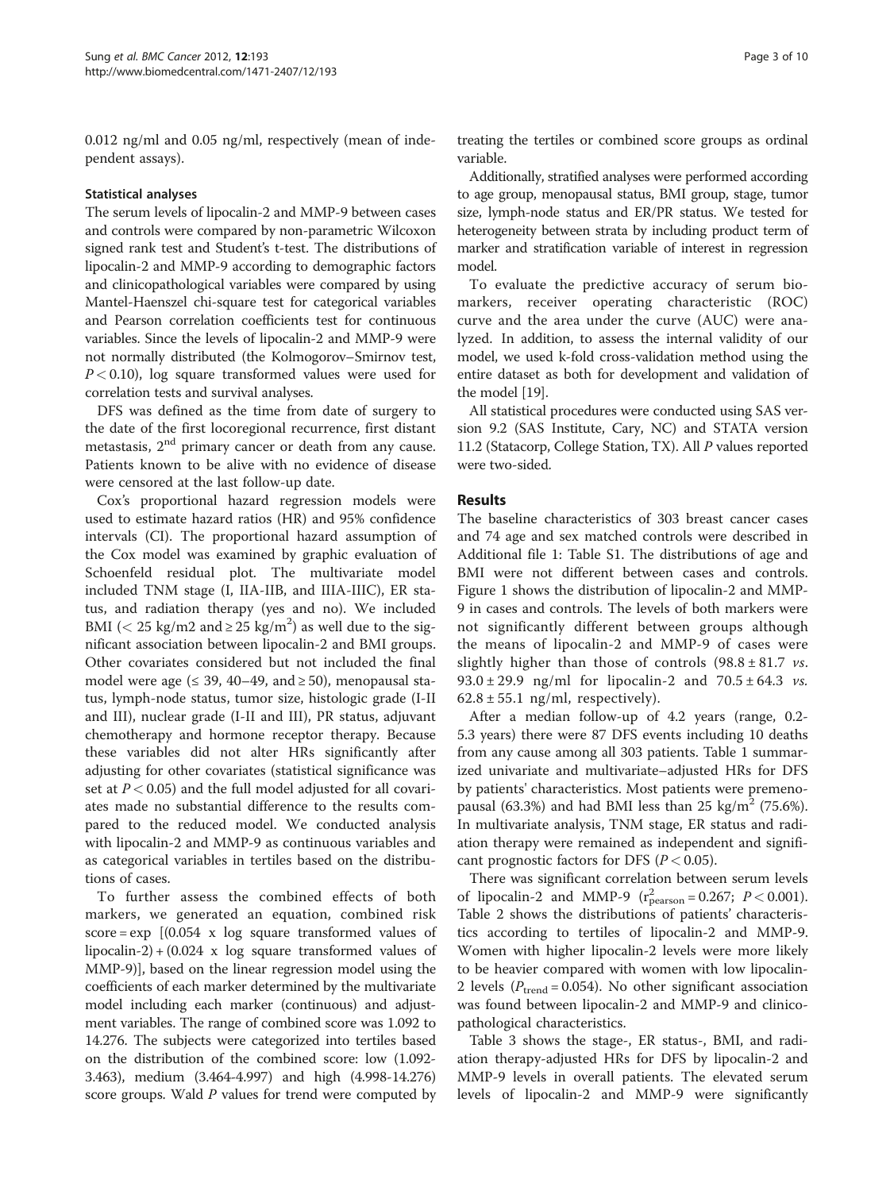0.012 ng/ml and 0.05 ng/ml, respectively (mean of independent assays).

### Statistical analyses

The serum levels of lipocalin-2 and MMP-9 between cases and controls were compared by non-parametric Wilcoxon signed rank test and Student's t-test. The distributions of lipocalin-2 and MMP-9 according to demographic factors and clinicopathological variables were compared by using Mantel-Haenszel chi-square test for categorical variables and Pearson correlation coefficients test for continuous variables. Since the levels of lipocalin-2 and MMP-9 were not normally distributed (the Kolmogorov–Smirnov test, $P < 0.10$), log square transformed values were used for correlation tests and survival analyses.

DFS was defined as the time from date of surgery to the date of the first locoregional recurrence, first distant metastasis, 2nd primary cancer or death from any cause. Patients known to be alive with no evidence of disease were censored at the last follow-up date.

Cox's proportional hazard regression models were used to estimate hazard ratios (HR) and 95% confidence intervals (CI). The proportional hazard assumption of the Cox model was examined by graphic evaluation of Schoenfeld residual plot. The multivariate model included TNM stage (I, IIA-IIB, and IIIA-IIIC), ER status, and radiation therapy (yes and no). We included BMI ($< 25$ kg/m2 and $\geq 25$ kg/m$^2$) as well due to the significant association between lipocalin-2 and BMI groups. Other covariates considered but not included the final model were age ($\leq 39$, 40–49, and $\geq 50$), menopausal status, lymph-node status, tumor size, histologic grade (I-II and III), nuclear grade (I-II and III), PR status, adjuvant chemotherapy and hormone receptor therapy. Because these variables did not alter HRs significantly after adjusting for other covariates (statistical significance was set at $P < 0.05$) and the full model adjusted for all covariates made no substantial difference to the results compared to the reduced model. We conducted analysis with lipocalin-2 and MMP-9 as continuous variables and as categorical variables in tertiles based on the distributions of cases.

To further assess the combined effects of both markers, we generated an equation, combined risk score = exp [(0.054 x log square transformed values of lipocalin-2) + (0.024 x log square transformed values of MMP-9)], based on the linear regression model using the coefficients of each marker determined by the multivariate model including each marker (continuous) and adjustment variables. The range of combined score was 1.092 to 14.276. The subjects were categorized into tertiles based on the distribution of the combined score: low (1.092-3.463), medium (3.464-4.997) and high (4.998-14.276) score groups. Wald *P* values for trend were computed by treating the tertiles or combined score groups as ordinal variable.

Additionally, stratified analyses were performed according to age group, menopausal status, BMI group, stage, tumor size, lymph-node status and ER/PR status. We tested for heterogeneity between strata by including product term of marker and stratification variable of interest in regression model.

To evaluate the predictive accuracy of serum biomarkers, receiver operating characteristic (ROC) curve and the area under the curve (AUC) were analyzed. In addition, to assess the internal validity of our model, we used k-fold cross-validation method using the entire dataset as both for development and validation of the model [19].

All statistical procedures were conducted using SAS version 9.2 (SAS Institute, Cary, NC) and STATA version 11.2 (Statacorp, College Station, TX). All *P* values reported were two-sided.

## Results

The baseline characteristics of 303 breast cancer cases and 74 age and sex matched controls were described in Additional file 1: Table S1. The distributions of age and BMI were not different between cases and controls. Figure 1 shows the distribution of lipocalin-2 and MMP-9 in cases and controls. The levels of both markers were not significantly different between groups although the means of lipocalin-2 and MMP-9 of cases were slightly higher than those of controls ($98.8 \pm 81.7$ *vs.* $93.0 \pm 29.9$ ng/ml for lipocalin-2 and $70.5 \pm 64.3$ *vs.* $62.8 \pm 55.1$ ng/ml, respectively).

After a median follow-up of 4.2 years (range, 0.2-5.3 years) there were 87 DFS events including 10 deaths from any cause among all 303 patients. Table 1 summarized univariate and multivariate–adjusted HRs for DFS by patients' characteristics. Most patients were premenopausal (63.3%) and had BMI less than 25 kg/m$^2$ (75.6%). In multivariate analysis, TNM stage, ER status and radiation therapy were remained as independent and significant prognostic factors for DFS ($P < 0.05$).

There was significant correlation between serum levels of lipocalin-2 and MMP-9 ($r^2_{pearson} = 0.267$; $P < 0.001$). Table 2 shows the distributions of patients' characteristics according to tertiles of lipocalin-2 and MMP-9. Women with higher lipocalin-2 levels were more likely to be heavier compared with women with low lipocalin-2 levels ($P_{trend} = 0.054$). No other significant association was found between lipocalin-2 and MMP-9 and clinicopathological characteristics.

Table 3 shows the stage-, ER status-, BMI, and radiation therapy-adjusted HRs for DFS by lipocalin-2 and MMP-9 levels in overall patients. The elevated serum levels of lipocalin-2 and MMP-9 were significantly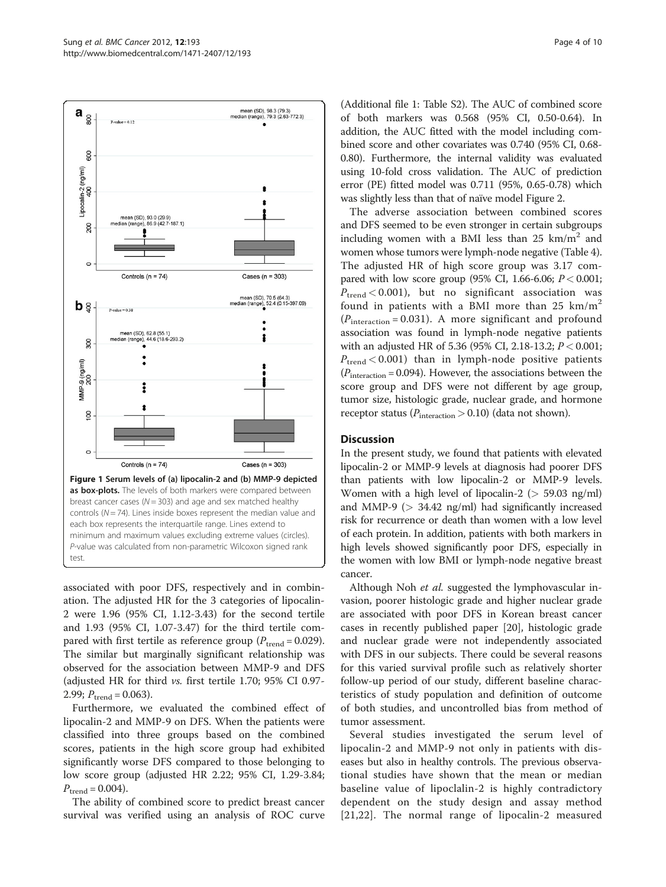Figure 1 Serum levels of (a) lipocalin-2 and (b) MMP-9 depicted as box-plots. The levels of both markers were compared between breast cancer cases ($N = 303$) and age and sex matched healthy controls ($N = 74$). Lines inside boxes represent the median value and each box represents the interquartile range. Lines extend to minimum and maximum values excluding extreme values (circles). P-value was calculated from non-parametric Wilcoxon signed rank test.

associated with poor DFS, respectively and in combination. The adjusted HR for the 3 categories of lipocalin-2 were 1.96 (95% CI, 1.12-3.43) for the second tertile and 1.93 (95% CI, 1.07-3.47) for the third tertile compared with first tertile as reference group ($P_{\text{trend}} = 0.029$). The similar but marginally significant relationship was observed for the association between MMP-9 and DFS (adjusted HR for third *vs.* first tertile 1.70; 95% CI 0.97-2.99; $P_{\text{trend}} = 0.063$).

Furthermore, we evaluated the combined effect of lipocalin-2 and MMP-9 on DFS. When the patients were classified into three groups based on the combined scores, patients in the high score group had exhibited significantly worse DFS compared to those belonging to low score group (adjusted HR 2.22; 95% CI, 1.29-3.84; $P_{\text{trend}} = 0.004$).

The ability of combined score to predict breast cancer survival was verified using an analysis of ROC curve (Additional file 1: Table S2). The AUC of combined score of both markers was 0.568 (95% CI, 0.50-0.64). In addition, the AUC fitted with the model including combined score and other covariates was 0.740 (95% CI, 0.68-0.80). Furthermore, the internal validity was evaluated using 10-fold cross validation. The AUC of prediction error (PE) fitted model was 0.711 (95%, 0.65-0.78) which was slightly less than that of naïve model Figure 2.

The adverse association between combined scores and DFS seemed to be even stronger in certain subgroups including women with a BMI less than 25 $\text{km/m}^2$ and women whose tumors were lymph-node negative (Table 4). The adjusted HR of high score group was 3.17 compared with low score group (95% CI, 1.66-6.06; $P < 0.001$; $P_{\text{trend}} < 0.001$), but no significant association was found in patients with a BMI more than 25 $\text{km/m}^2$ ($P_{\text{interaction}} = 0.031$). A more significant and profound association was found in lymph-node negative patients with an adjusted HR of 5.36 (95% CI, 2.18-13.2; $P < 0.001$; $P_{\text{trend}} < 0.001$) than in lymph-node positive patients ($P_{\text{interaction}} = 0.094$). However, the associations between the score group and DFS were not different by age group, tumor size, histologic grade, nuclear grade, and hormone receptor status ($P_{\text{interaction}} > 0.10$) (data not shown).

## Discussion

In the present study, we found that patients with elevated lipocalin-2 or MMP-9 levels at diagnosis had poorer DFS than patients with low lipocalin-2 or MMP-9 levels. Women with a high level of lipocalin-2 (> 59.03 ng/ml) and MMP-9 (> 34.42 ng/ml) had significantly increased risk for recurrence or death than women with a low level of each protein. In addition, patients with both markers in high levels showed significantly poor DFS, especially in the women with low BMI or lymph-node negative breast cancer.

Although Noh *et al.* suggested the lymphovascular invasion, poorer histologic grade and higher nuclear grade are associated with poor DFS in Korean breast cancer cases in recently published paper [20], histologic grade and nuclear grade were not independently associated with DFS in our subjects. There could be several reasons for this varied survival profile such as relatively shorter follow-up period of our study, different baseline characteristics of study population and definition of outcome of both studies, and uncontrolled bias from method of tumor assessment.

Several studies investigated the serum level of lipocalin-2 and MMP-9 not only in patients with diseases but also in healthy controls. The previous observational studies have shown that the mean or median baseline value of lipoclalin-2 is highly contradictory dependent on the study design and assay method [21,22]. The normal range of lipocalin-2 measured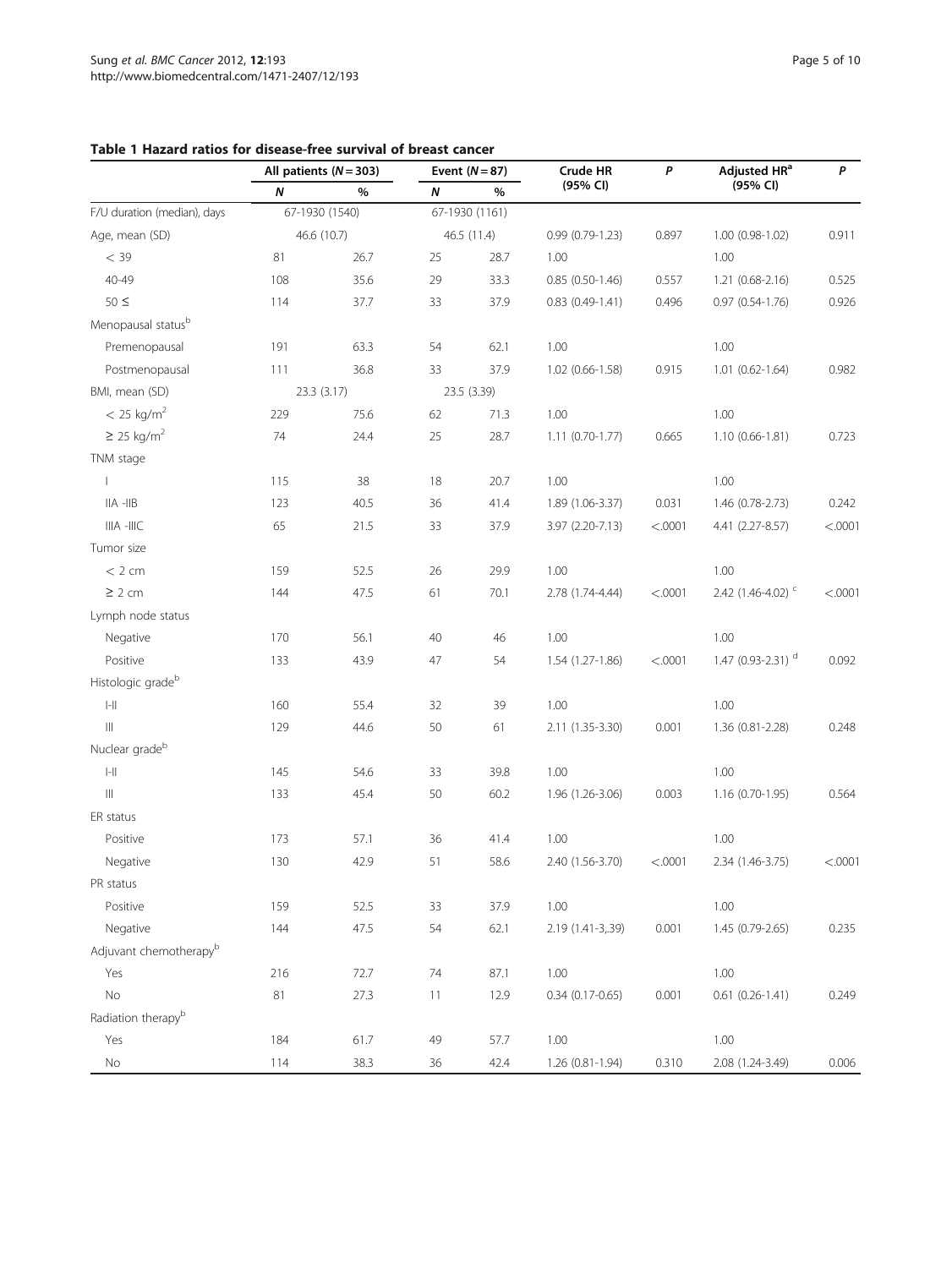**Table 1 Hazard ratios for disease-free survival of breast cancer**

| | All patients (*N* = 303) | | Event (*N* = 87) | | Crude HR (95% CI) | *P* | Adjusted HR[a] (95% CI) | *P* |
|---|---|---|---|---|---|---|---|---|
| | *N* | % | *N* | % | | | | |
| F/U duration (median), days | 67-1930 (1540) | | 67-1930 (1161) | | | | | |
| Age, mean (SD) | 46.6 (10.7) | | 46.5 (11.4) | | 0.99 (0.79-1.23) | 0.897 | 1.00 (0.98-1.02) | 0.911 |
| < 39 | 81 | 26.7 | 25 | 28.7 | 1.00 | | 1.00 | |
| 40-49 | 108 | 35.6 | 29 | 33.3 | 0.85 (0.50-1.46) | 0.557 | 1.21 (0.68-2.16) | 0.525 |
| 50 ≤ | 114 | 37.7 | 33 | 37.9 | 0.83 (0.49-1.41) | 0.496 | 0.97 (0.54-1.76) | 0.926 |
| Menopausal status[b] | | | | | | | | |
| Premenopausal | 191 | 63.3 | 54 | 62.1 | 1.00 | | 1.00 | |
| Postmenopausal | 111 | 36.8 | 33 | 37.9 | 1.02 (0.66-1.58) | 0.915 | 1.01 (0.62-1.64) | 0.982 |
| BMI, mean (SD) | 23.3 (3.17) | | 23.5 (3.39) | | | | | |
| < 25 kg/m$^2$ | 229 | 75.6 | 62 | 71.3 | 1.00 | | 1.00 | |
| ≥ 25 kg/m$^2$ | 74 | 24.4 | 25 | 28.7 | 1.11 (0.70-1.77) | 0.665 | 1.10 (0.66-1.81) | 0.723 |
| TNM stage | | | | | | | | |
| I | 115 | 38 | 18 | 20.7 | 1.00 | | 1.00 | |
| IIA -IIB | 123 | 40.5 | 36 | 41.4 | 1.89 (1.06-3.37) | 0.031 | 1.46 (0.78-2.73) | 0.242 |
| IIIA -IIIC | 65 | 21.5 | 33 | 37.9 | 3.97 (2.20-7.13) | <.0001 | 4.41 (2.27-8.57) | <.0001 |
| Tumor size | | | | | | | | |
| < 2 cm | 159 | 52.5 | 26 | 29.9 | 1.00 | | 1.00 | |
| ≥ 2 cm | 144 | 47.5 | 61 | 70.1 | 2.78 (1.74-4.44) | <.0001 | 2.42 (1.46-4.02) [c] | <.0001 |
| Lymph node status | | | | | | | | |
| Negative | 170 | 56.1 | 40 | 46 | 1.00 | | 1.00 | |
| Positive | 133 | 43.9 | 47 | 54 | 1.54 (1.27-1.86) | <.0001 | 1.47 (0.93-2.31) [d] | 0.092 |
| Histologic grade[b] | | | | | | | | |
| I-II | 160 | 55.4 | 32 | 39 | 1.00 | | 1.00 | |
| III | 129 | 44.6 | 50 | 61 | 2.11 (1.35-3.30) | 0.001 | 1.36 (0.81-2.28) | 0.248 |
| Nuclear grade[b] | | | | | | | | |
| I-II | 145 | 54.6 | 33 | 39.8 | 1.00 | | 1.00 | |
| III | 133 | 45.4 | 50 | 60.2 | 1.96 (1.26-3.06) | 0.003 | 1.16 (0.70-1.95) | 0.564 |
| ER status | | | | | | | | |
| Positive | 173 | 57.1 | 36 | 41.4 | 1.00 | | 1.00 | |
| Negative | 130 | 42.9 | 51 | 58.6 | 2.40 (1.56-3.70) | <.0001 | 2.34 (1.46-3.75) | <.0001 |
| PR status | | | | | | | | |
| Positive | 159 | 52.5 | 33 | 37.9 | 1.00 | | 1.00 | |
| Negative | 144 | 47.5 | 54 | 62.1 | 2.19 (1.41-3,.39) | 0.001 | 1.45 (0.79-2.65) | 0.235 |
| Adjuvant chemotherapy[b] | | | | | | | | |
| Yes | 216 | 72.7 | 74 | 87.1 | 1.00 | | 1.00 | |
| No | 81 | 27.3 | 11 | 12.9 | 0.34 (0.17-0.65) | 0.001 | 0.61 (0.26-1.41) | 0.249 |
| Radiation therapy[b] | | | | | | | | |
| Yes | 184 | 61.7 | 49 | 57.7 | 1.00 | | 1.00 | |
| No | 114 | 38.3 | 36 | 42.4 | 1.26 (0.81-1.94) | 0.310 | 2.08 (1.24-3.49) | 0.006 |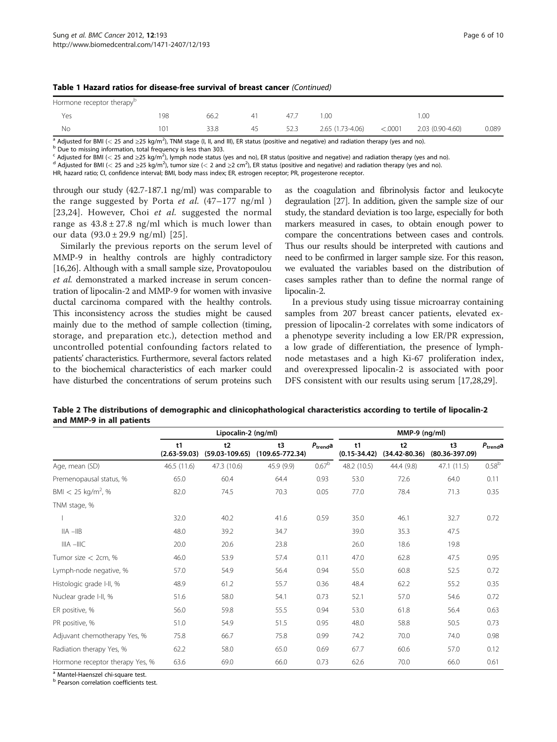**Table 1 Hazard ratios for disease-free survival of breast cancer** *(Continued)*

| | | | | | | | | |
|---|---|---|---|---|---|---|---|---|
| Hormone receptor therapy[b] | | | | | | | | |
| Yes | 198 | 66.2 | 41 | 47.7 | 1.00 | | 1.00 | |
| No | 101 | 33.8 | 45 | 52.3 | 2.65 (1.73-4.06) | <.0001 | 2.03 (0.90-4.60) | 0.089 |

[a] Adjusted for BMI (< 25 and ≥25 kg/m$^2$), TNM stage (I, II, and III), ER status (positive and negative) and radiation therapy (yes and no).
[b] Due to missing information, total frequency is less than 303.
[c] Adjusted for BMI (< 25 and ≥25 kg/m$^2$), lymph node status (yes and no), ER status (positive and negative) and radiation therapy (yes and no).
[d] Adjusted for BMI (< 25 and ≥25 kg/m$^2$), tumor size (< 2 and ≥2 cm$^2$), ER status (positive and negative) and radiation therapy (yes and no).
HR, hazard ratio; CI, confidence interval; BMI, body mass index; ER, estrogen receptor; PR, progesterone receptor.

through our study (42.7-187.1 ng/ml) was comparable to the range suggested by Porta *et al.* (47–177 ng/ml ) [23,24]. However, Choi *et al.* suggested the normal range as 43.8 ± 27.8 ng/ml which is much lower than our data (93.0 ± 29.9 ng/ml) [25].

Similarly the previous reports on the serum level of MMP-9 in healthy controls are highly contradictory [16,26]. Although with a small sample size, Provatopoulou *et al.* demonstrated a marked increase in serum concentration of lipocalin-2 and MMP-9 for women with invasive ductal carcinoma compared with the healthy controls. This inconsistency across the studies might be caused mainly due to the method of sample collection (timing, storage, and preparation etc.), detection method and uncontrolled potential confounding factors related to patients' characteristics. Furthermore, several factors related to the biochemical characteristics of each marker could have disturbed the concentrations of serum proteins such as the coagulation and fibrinolysis factor and leukocyte degraulation [27]. In addition, given the sample size of our study, the standard deviation is too large, especially for both markers measured in cases, to obtain enough power to compare the concentrations between cases and controls. Thus our results should be interpreted with cautions and need to be confirmed in larger sample size. For this reason, we evaluated the variables based on the distribution of cases samples rather than to define the normal range of lipocalin-2.

In a previous study using tissue microarray containing samples from 207 breast cancer patients, elevated expression of lipocalin-2 correlates with some indicators of a phenotype severity including a low ER/PR expression, a low grade of differentiation, the presence of lymph-node metastases and a high Ki-67 proliferation index, and overexpressed lipocalin-2 is associated with poor DFS consistent with our results using serum [17,28,29].

**Table 2 The distributions of demographic and clinicophathological characteristics according to tertile of lipocalin-2 and MMP-9 in all patients**

| | Lipocalin-2 (ng/ml) | | | | MMP-9 (ng/ml) | | | |
|---|---|---|---|---|---|---|---|---|
| | t1 (2.63-59.03) | t2 (59.03-109.65) | t3 (109.65-772.34) | $P_{trend}$[a] | t1 (0.15-34.42) | t2 (34.42-80.36) | t3 (80.36-397.09) | $P_{trend}$[a] |
| Age, mean (SD) | 46.5 (11.6) | 47.3 (10.6) | 45.9 (9.9) | 0.67[b] | 48.2 (10.5) | 44.4 (9.8) | 47.1 (11.5) | 0.58[b] |
| Premenopausal status, % | 65.0 | 60.4 | 64.4 | 0.93 | 53.0 | 72.6 | 64.0 | 0.11 |
| BMI < 25 kg/m$^2$, % | 82.0 | 74.5 | 70.3 | 0.05 | 77.0 | 78.4 | 71.3 | 0.35 |
| TNM stage, % | | | | | | | | |
| I | 32.0 | 40.2 | 41.6 | 0.59 | 35.0 | 46.1 | 32.7 | 0.72 |
| IIA –IIB | 48.0 | 39.2 | 34.7 | | 39.0 | 35.3 | 47.5 | |
| IIIA –IIIC | 20.0 | 20.6 | 23.8 | | 26.0 | 18.6 | 19.8 | |
| Tumor size < 2cm, % | 46.0 | 53.9 | 57.4 | 0.11 | 47.0 | 62.8 | 47.5 | 0.95 |
| Lymph-node negative, % | 57.0 | 54.9 | 56.4 | 0.94 | 55.0 | 60.8 | 52.5 | 0.72 |
| Histologic grade I-II, % | 48.9 | 61.2 | 55.7 | 0.36 | 48.4 | 62.2 | 55.2 | 0.35 |
| Nuclear grade I-II, % | 51.6 | 58.0 | 54.1 | 0.73 | 52.1 | 57.0 | 54.6 | 0.72 |
| ER positive, % | 56.0 | 59.8 | 55.5 | 0.94 | 53.0 | 61.8 | 56.4 | 0.63 |
| PR positive, % | 51.0 | 54.9 | 51.5 | 0.95 | 48.0 | 58.8 | 50.5 | 0.73 |
| Adjuvant chemotherapy Yes, % | 75.8 | 66.7 | 75.8 | 0.99 | 74.2 | 70.0 | 74.0 | 0.98 |
| Radiation therapy Yes, % | 62.2 | 58.0 | 65.0 | 0.69 | 67.7 | 60.6 | 57.0 | 0.12 |
| Hormone receptor therapy Yes, % | 63.6 | 69.0 | 66.0 | 0.73 | 62.6 | 70.0 | 66.0 | 0.61 |

[a] Mantel-Haenszel chi-square test.
[b] Pearson correlation coefficients test.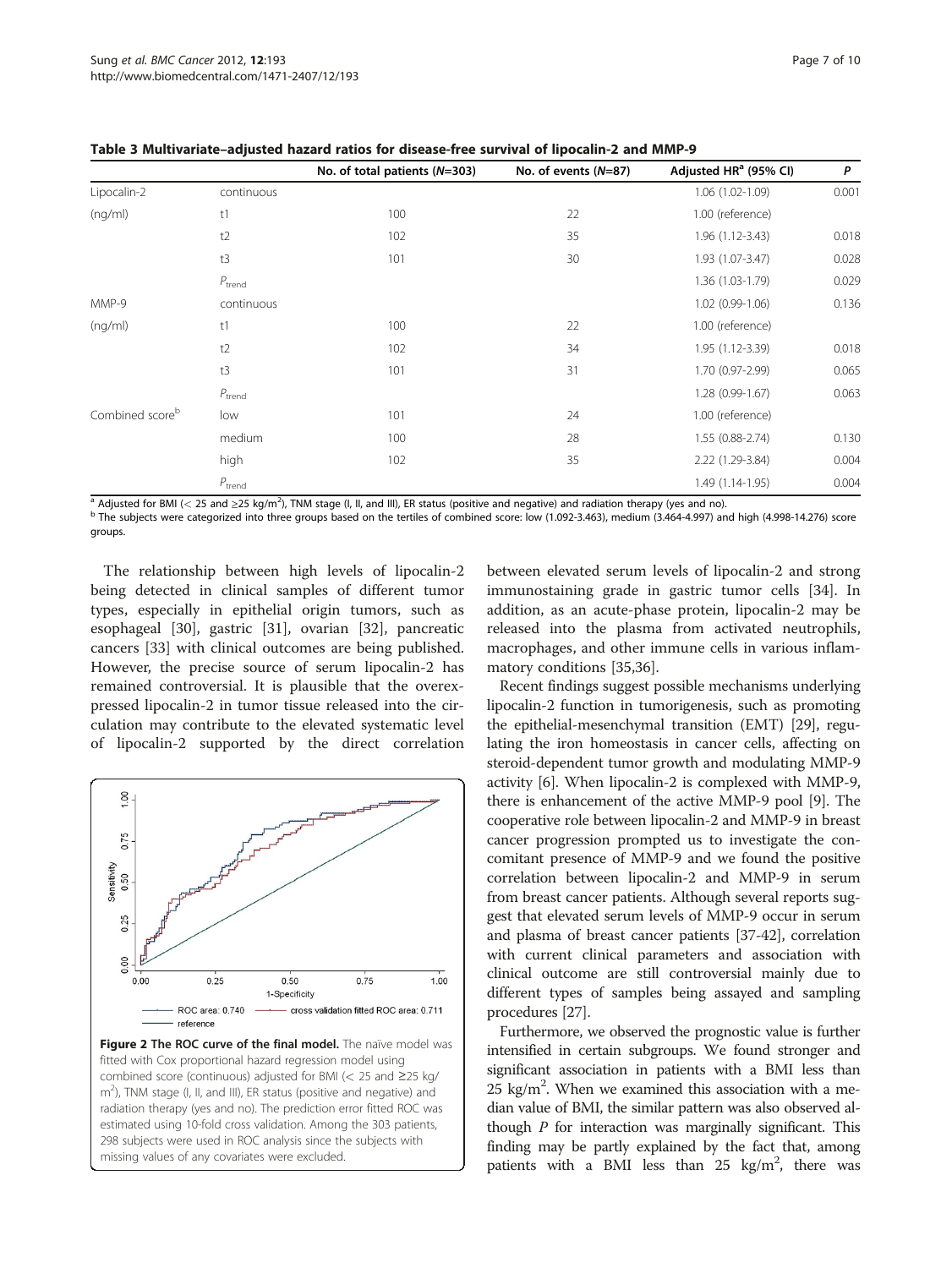**Table 3 Multivariate–adjusted hazard ratios for disease-free survival of lipocalin-2 and MMP-9**

| | | No. of total patients (N=303) | No. of events (N=87) | Adjusted HR[a] (95% CI) | P |
|---|---|---|---|---|---|
| Lipocalin-2 | continuous | | | 1.06 (1.02-1.09) | 0.001 |
| (ng/ml) | t1 | 100 | 22 | 1.00 (reference) | |
| | t2 | 102 | 35 | 1.96 (1.12-3.43) | 0.018 |
| | t3 | 101 | 30 | 1.93 (1.07-3.47) | 0.028 |
| | $P_{trend}$ | | | 1.36 (1.03-1.79) | 0.029 |
| MMP-9 | continuous | | | 1.02 (0.99-1.06) | 0.136 |
| (ng/ml) | t1 | 100 | 22 | 1.00 (reference) | |
| | t2 | 102 | 34 | 1.95 (1.12-3.39) | 0.018 |
| | t3 | 101 | 31 | 1.70 (0.97-2.99) | 0.065 |
| | $P_{trend}$ | | | 1.28 (0.99-1.67) | 0.063 |
| Combined score[b] | low | 101 | 24 | 1.00 (reference) | |
| | medium | 100 | 28 | 1.55 (0.88-2.74) | 0.130 |
| | high | 102 | 35 | 2.22 (1.29-3.84) | 0.004 |
| | $P_{trend}$ | | | 1.49 (1.14-1.95) | 0.004 |

[a] Adjusted for BMI (< 25 and ≥25 kg/m$^2$), TNM stage (I, II, and III), ER status (positive and negative) and radiation therapy (yes and no).
[b] The subjects were categorized into three groups based on the tertiles of combined score: low (1.092-3.463), medium (3.464-4.997) and high (4.998-14.276) score groups.

The relationship between high levels of lipocalin-2 being detected in clinical samples of different tumor types, especially in epithelial origin tumors, such as esophageal [30], gastric [31], ovarian [32], pancreatic cancers [33] with clinical outcomes are being published. However, the precise source of serum lipocalin-2 has remained controversial. It is plausible that the overexpressed lipocalin-2 in tumor tissue released into the circulation may contribute to the elevated systematic level of lipocalin-2 supported by the direct correlation between elevated serum levels of lipocalin-2 and strong immunostaining grade in gastric tumor cells [34]. In addition, as an acute-phase protein, lipocalin-2 may be released into the plasma from activated neutrophils, macrophages, and other immune cells in various inflammatory conditions [35,36].

**Figure 2 The ROC curve of the final model.** The naïve model was fitted with Cox proportional hazard regression model using combined score (continuous) adjusted for BMI (< 25 and ≥25 kg/m$^2$), TNM stage (I, II, and III), ER status (positive and negative) and radiation therapy (yes and no). The prediction error fitted ROC was estimated using 10-fold cross validation. Among the 303 patients, 298 subjects were used in ROC analysis since the subjects with missing values of any covariates were excluded.

Recent findings suggest possible mechanisms underlying lipocalin-2 function in tumorigenesis, such as promoting the epithelial-mesenchymal transition (EMT) [29], regulating the iron homeostasis in cancer cells, affecting on steroid-dependent tumor growth and modulating MMP-9 activity [6]. When lipocalin-2 is complexed with MMP-9, there is enhancement of the active MMP-9 pool [9]. The cooperative role between lipocalin-2 and MMP-9 in breast cancer progression prompted us to investigate the concomitant presence of MMP-9 and we found the positive correlation between lipocalin-2 and MMP-9 in serum from breast cancer patients. Although several reports suggest that elevated serum levels of MMP-9 occur in serum and plasma of breast cancer patients [37-42], correlation with current clinical parameters and association with clinical outcome are still controversial mainly due to different types of samples being assayed and sampling procedures [27].

Furthermore, we observed the prognostic value is further intensified in certain subgroups. We found stronger and significant association in patients with a BMI less than 25 kg/m$^2$. When we examined this association with a median value of BMI, the similar pattern was also observed although $P$ for interaction was marginally significant. This finding may be partly explained by the fact that, among patients with a BMI less than 25 kg/m$^2$, there was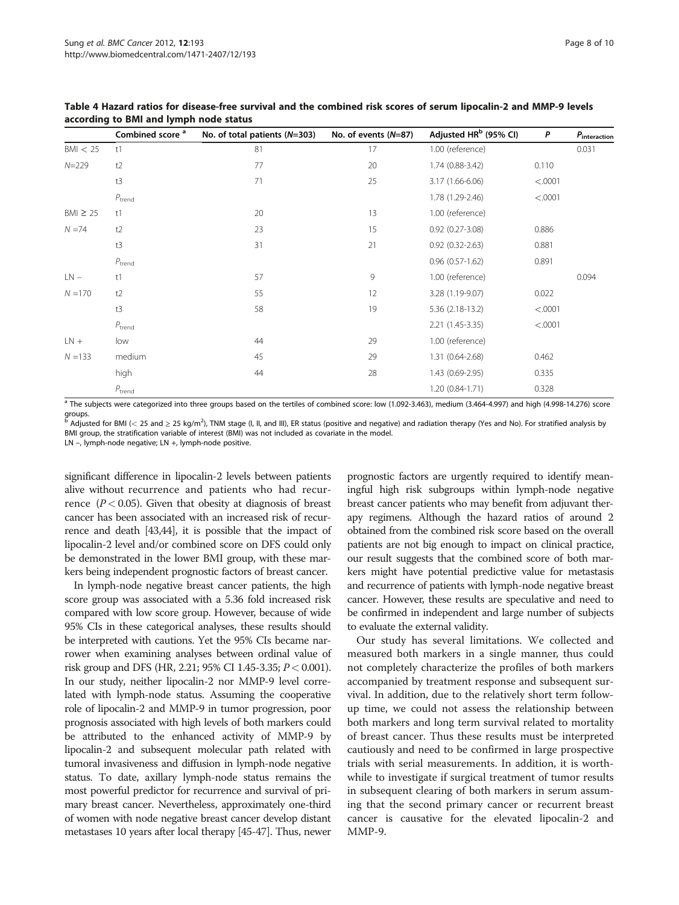**Table 4 Hazard ratios for disease-free survival and the combined risk scores of serum lipocalin-2 and MMP-9 levels according to BMI and lymph node status**

| | Combined score [a] | No. of total patients (N=303) | No. of events (N=87) | Adjusted HR[b] (95% CI) | P | $P_{interaction}$ |
|---|---|---|---|---|---|---|
| BMI < 25 | t1 | 81 | 17 | 1.00 (reference) | | 0.031 |
| N=229 | t2 | 77 | 20 | 1.74 (0.88-3.42) | 0.110 | |
| | t3 | 71 | 25 | 3.17 (1.66-6.06) | <.0001 | |
| | $P_{trend}$ | | | 1.78 (1.29-2.46) | <.0001 | |
| BMI ≥ 25 | t1 | 20 | 13 | 1.00 (reference) | | |
| N =74 | t2 | 23 | 15 | 0.92 (0.27-3.08) | 0.886 | |
| | t3 | 31 | 21 | 0.92 (0.32-2.63) | 0.881 | |
| | $P_{trend}$ | | | 0.96 (0.57-1.62) | 0.891 | |
| LN − | t1 | 57 | 9 | 1.00 (reference) | | 0.094 |
| N =170 | t2 | 55 | 12 | 3.28 (1.19-9.07) | 0.022 | |
| | t3 | 58 | 19 | 5.36 (2.18-13.2) | <.0001 | |
| | $P_{trend}$ | | | 2.21 (1.45-3.35) | <.0001 | |
| LN + | low | 44 | 29 | 1.00 (reference) | | |
| N =133 | medium | 45 | 29 | 1.31 (0.64-2.68) | 0.462 | |
| | high | 44 | 28 | 1.43 (0.69-2.95) | 0.335 | |
| | $P_{trend}$ | | | 1.20 (0.84-1.71) | 0.328 | |

[a] The subjects were categorized into three groups based on the tertiles of combined score: low (1.092-3.463), medium (3.464-4.997) and high (4.998-14.276) score groups.
[b] Adjusted for BMI (< 25 and ≥ 25 kg/m$^2$), TNM stage (I, II, and III), ER status (positive and negative) and radiation therapy (Yes and No). For stratified analysis by BMI group, the stratification variable of interest (BMI) was not included as covariate in the model.
LN −, lymph-node negative; LN +, lymph-node positive.

significant difference in lipocalin-2 levels between patients alive without recurrence and patients who had recurrence ($P < 0.05$). Given that obesity at diagnosis of breast cancer has been associated with an increased risk of recurrence and death [43,44], it is possible that the impact of lipocalin-2 level and/or combined score on DFS could only be demonstrated in the lower BMI group, with these markers being independent prognostic factors of breast cancer.

In lymph-node negative breast cancer patients, the high score group was associated with a 5.36 fold increased risk compared with low score group. However, because of wide 95% CIs in these categorical analyses, these results should be interpreted with cautions. Yet the 95% CIs became narrower when examining analyses between ordinal value of risk group and DFS (HR, 2.21; 95% CI 1.45-3.35; $P < 0.001$). In our study, neither lipocalin-2 nor MMP-9 level correlated with lymph-node status. Assuming the cooperative role of lipocalin-2 and MMP-9 in tumor progression, poor prognosis associated with high levels of both markers could be attributed to the enhanced activity of MMP-9 by lipocalin-2 and subsequent molecular path related with tumoral invasiveness and diffusion in lymph-node negative status. To date, axillary lymph-node status remains the most powerful predictor for recurrence and survival of primary breast cancer. Nevertheless, approximately one-third of women with node negative breast cancer develop distant metastases 10 years after local therapy [45-47]. Thus, newer prognostic factors are urgently required to identify meaningful high risk subgroups within lymph-node negative breast cancer patients who may benefit from adjuvant therapy regimens. Although the hazard ratios of around 2 obtained from the combined risk score based on the overall patients are not big enough to impact on clinical practice, our result suggests that the combined score of both markers might have potential predictive value for metastasis and recurrence of patients with lymph-node negative breast cancer. However, these results are speculative and need to be confirmed in independent and large number of subjects to evaluate the external validity.

Our study has several limitations. We collected and measured both markers in a single manner, thus could not completely characterize the profiles of both markers accompanied by treatment response and subsequent survival. In addition, due to the relatively short term follow-up time, we could not assess the relationship between both markers and long term survival related to mortality of breast cancer. Thus these results must be interpreted cautiously and need to be confirmed in large prospective trials with serial measurements. In addition, it is worthwhile to investigate if surgical treatment of tumor results in subsequent clearing of both markers in serum assuming that the second primary cancer or recurrent breast cancer is causative for the elevated lipocalin-2 and MMP-9.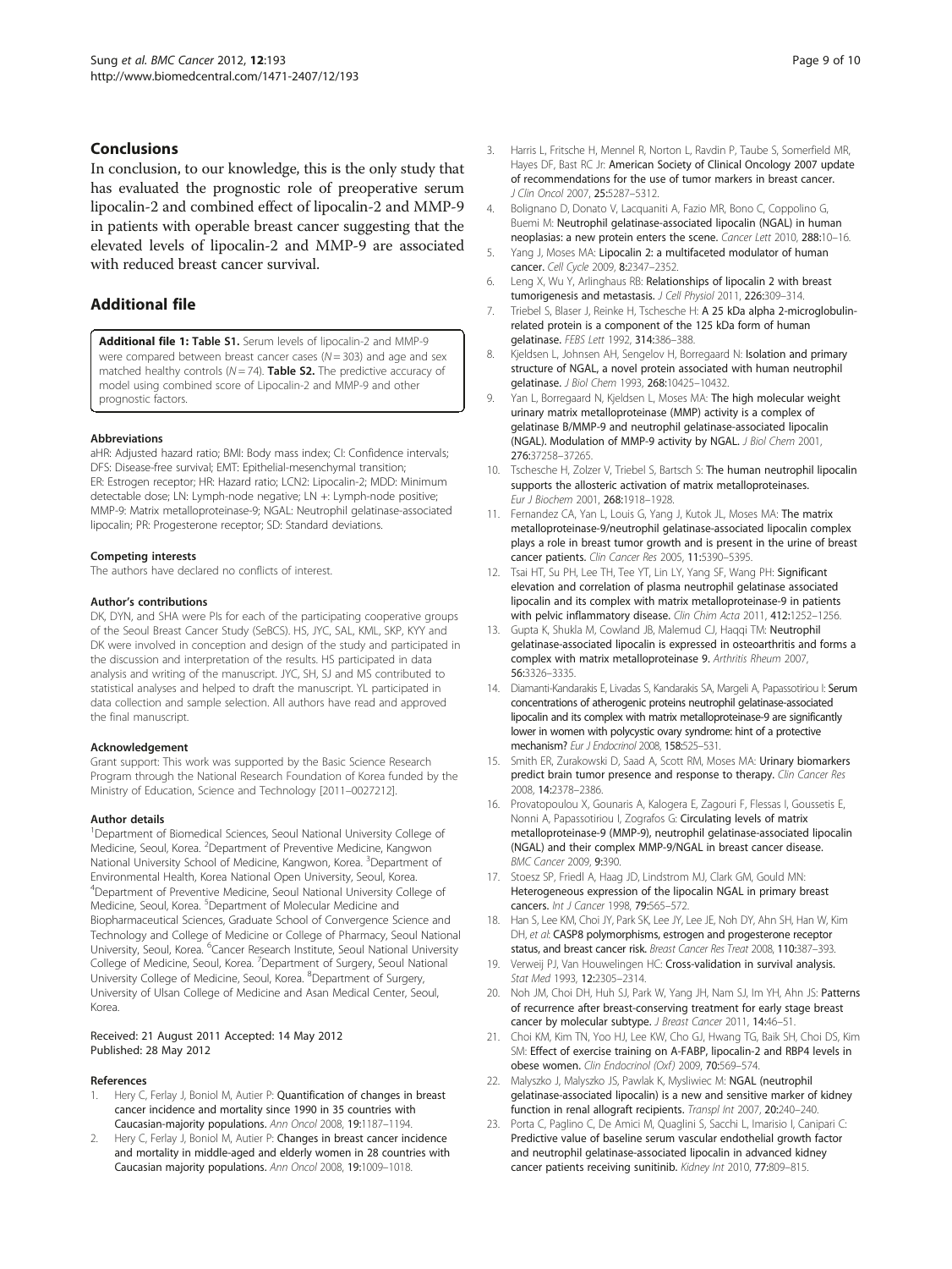## Conclusions

In conclusion, to our knowledge, this is the only study that has evaluated the prognostic role of preoperative serum lipocalin-2 and combined effect of lipocalin-2 and MMP-9 in patients with operable breast cancer suggesting that the elevated levels of lipocalin-2 and MMP-9 are associated with reduced breast cancer survival.

## Additional file

**Additional file 1: Table S1.** Serum levels of lipocalin-2 and MMP-9 were compared between breast cancer cases ($N = 303$) and age and sex matched healthy controls ($N = 74$). **Table S2.** The predictive accuracy of model using combined score of Lipocalin-2 and MMP-9 and other prognostic factors.

#### Abbreviations

aHR: Adjusted hazard ratio; BMI: Body mass index; CI: Confidence intervals; DFS: Disease-free survival; EMT: Epithelial-mesenchymal transition; ER: Estrogen receptor; HR: Hazard ratio; LCN2: Lipocalin-2; MDD: Minimum detectable dose; LN: Lymph-node negative; LN +: Lymph-node positive; MMP-9: Matrix metalloproteinase-9; NGAL: Neutrophil gelatinase-associated lipocalin; PR: Progesterone receptor; SD: Standard deviations.

#### Competing interests

The authors have declared no conflicts of interest.

#### Author's contributions

DK, DYN, and SHA were PIs for each of the participating cooperative groups of the Seoul Breast Cancer Study (SeBCS). HS, JYC, SAL, KML, SKP, KYY and DK were involved in conception and design of the study and participated in the discussion and interpretation of the results. HS participated in data analysis and writing of the manuscript. JYC, SH, SJ and MS contributed to statistical analyses and helped to draft the manuscript. YL participated in data collection and sample selection. All authors have read and approved the final manuscript.

#### Acknowledgement

Grant support: This work was supported by the Basic Science Research Program through the National Research Foundation of Korea funded by the Ministry of Education, Science and Technology [2011–0027212].

#### Author details

[1]Department of Biomedical Sciences, Seoul National University College of Medicine, Seoul, Korea. [2]Department of Preventive Medicine, Kangwon National University School of Medicine, Kangwon, Korea. [3]Department of Environmental Health, Korea National Open University, Seoul, Korea. [4]Department of Preventive Medicine, Seoul National University College of Medicine, Seoul, Korea. [5]Department of Molecular Medicine and Biopharmaceutical Sciences, Graduate School of Convergence Science and Technology and College of Medicine or College of Pharmacy, Seoul National University, Seoul, Korea. [6]Cancer Research Institute, Seoul National University College of Medicine, Seoul, Korea. [7]Department of Surgery, Seoul National University College of Medicine, Seoul, Korea. [8]Department of Surgery, University of Ulsan College of Medicine and Asan Medical Center, Seoul, Korea.

Received: 21 August 2011 Accepted: 14 May 2012
Published: 28 May 2012

#### References

1. Hery C, Ferlay J, Boniol M, Autier P: **Quantification of changes in breast cancer incidence and mortality since 1990 in 35 countries with Caucasian-majority populations.** *Ann Oncol* 2008, **19:**1187–1194.
2. Hery C, Ferlay J, Boniol M, Autier P: **Changes in breast cancer incidence and mortality in middle-aged and elderly women in 28 countries with Caucasian majority populations.** *Ann Oncol* 2008, **19:**1009–1018.
3. Harris L, Fritsche H, Mennel R, Norton L, Ravdin P, Taube S, Somerfield MR, Hayes DF, Bast RC Jr: **American Society of Clinical Oncology 2007 update of recommendations for the use of tumor markers in breast cancer.** *J Clin Oncol* 2007, **25:**5287–5312.
4. Bolignano D, Donato V, Lacquaniti A, Fazio MR, Bono C, Coppolino G, Buemi M: **Neutrophil gelatinase-associated lipocalin (NGAL) in human neoplasias: a new protein enters the scene.** *Cancer Lett* 2010, **288:**10–16.
5. Yang J, Moses MA: **Lipocalin 2: a multifaceted modulator of human cancer.** *Cell Cycle* 2009, **8:**2347–2352.
6. Leng X, Wu Y, Arlinghaus RB: **Relationships of lipocalin 2 with breast tumorigenesis and metastasis.** *J Cell Physiol* 2011, **226:**309–314.
7. Triebel S, Blaser J, Reinke H, Tschesche H: **A 25 kDa alpha 2-microglobulin-related protein is a component of the 125 kDa form of human gelatinase.** *FEBS Lett* 1992, **314:**386–388.
8. Kjeldsen L, Johnsen AH, Sengelov H, Borregaard N: **Isolation and primary structure of NGAL, a novel protein associated with human neutrophil gelatinase.** *J Biol Chem* 1993, **268:**10425–10432.
9. Yan L, Borregaard N, Kjeldsen L, Moses MA: **The high molecular weight urinary matrix metalloproteinase (MMP) activity is a complex of gelatinase B/MMP-9 and neutrophil gelatinase-associated lipocalin (NGAL). Modulation of MMP-9 activity by NGAL.** *J Biol Chem* 2001, **276:**37258–37265.
10. Tschesche H, Zolzer V, Triebel S, Bartsch S: **The human neutrophil lipocalin supports the allosteric activation of matrix metalloproteinases.** *Eur J Biochem* 2001, **268:**1918–1928.
11. Fernandez CA, Yan L, Louis G, Yang J, Kutok JL, Moses MA: **The matrix metalloproteinase-9/neutrophil gelatinase-associated lipocalin complex plays a role in breast tumor growth and is present in the urine of breast cancer patients.** *Clin Cancer Res* 2005, **11:**5390–5395.
12. Tsai HT, Su PH, Lee TH, Tee YT, Lin LY, Yang SF, Wang PH: **Significant elevation and correlation of plasma neutrophil gelatinase associated lipocalin and its complex with matrix metalloproteinase-9 in patients with pelvic inflammatory disease.** *Clin Chim Acta* 2011, **412:**1252–1256.
13. Gupta K, Shukla M, Cowland JB, Malemud CJ, Haqqi TM: **Neutrophil gelatinase-associated lipocalin is expressed in osteoarthritis and forms a complex with matrix metalloproteinase 9.** *Arthritis Rheum* 2007, **56:**3326–3335.
14. Diamanti-Kandarakis E, Livadas S, Kandarakis SA, Margeli A, Papassotiriou I: **Serum concentrations of atherogenic proteins neutrophil gelatinase-associated lipocalin and its complex with matrix metalloproteinase-9 are significantly lower in women with polycystic ovary syndrome: hint of a protective mechanism?** *Eur J Endocrinol* 2008, **158:**525–531.
15. Smith ER, Zurakowski D, Saad A, Scott RM, Moses MA: **Urinary biomarkers predict brain tumor presence and response to therapy.** *Clin Cancer Res* 2008, **14:**2378–2386.
16. Provatopoulou X, Gounaris A, Kalogera E, Zagouri F, Flessas I, Goussetis E, Nonni A, Papassotiriou I, Zografos G: **Circulating levels of matrix metalloproteinase-9 (MMP-9), neutrophil gelatinase-associated lipocalin (NGAL) and their complex MMP-9/NGAL in breast cancer disease.** *BMC Cancer* 2009, **9:**390.
17. Stoesz SP, Friedl A, Haag JD, Lindstrom MJ, Clark GM, Gould MN: **Heterogeneous expression of the lipocalin NGAL in primary breast cancers.** *Int J Cancer* 1998, **79:**565–572.
18. Han S, Lee KM, Choi JY, Park SK, Lee JY, Lee JE, Noh DY, Ahn SH, Han W, Kim DH, *et al*: **CASP8 polymorphisms, estrogen and progesterone receptor status, and breast cancer risk.** *Breast Cancer Res Treat* 2008, **110:**387–393.
19. Verweij PJ, Van Houwelingen HC: **Cross-validation in survival analysis.** *Stat Med* 1993, **12:**2305–2314.
20. Noh JM, Choi DH, Huh SJ, Park W, Yang JH, Nam SJ, Im YH, Ahn JS: **Patterns of recurrence after breast-conserving treatment for early stage breast cancer by molecular subtype.** *J Breast Cancer* 2011, **14:**46–51.
21. Choi KM, Kim TN, Yoo HJ, Lee KW, Cho GJ, Hwang TG, Baik SH, Choi DS, Kim SM: **Effect of exercise training on A-FABP, lipocalin-2 and RBP4 levels in obese women.** *Clin Endocrinol (Oxf)* 2009, **70:**569–574.
22. Malyszko J, Malyszko JS, Pawlak K, Mysliwiec M: **NGAL (neutrophil gelatinase-associated lipocalin) is a new and sensitive marker of kidney function in renal allograft recipients.** *Transpl Int* 2007, **20:**240–240.
23. Porta C, Paglino C, De Amici M, Quaglini S, Sacchi L, Imarisio I, Canipari C: **Predictive value of baseline serum vascular endothelial growth factor and neutrophil gelatinase-associated lipocalin in advanced kidney cancer patients receiving sunitinib.** *Kidney Int* 2010, **77:**809–815.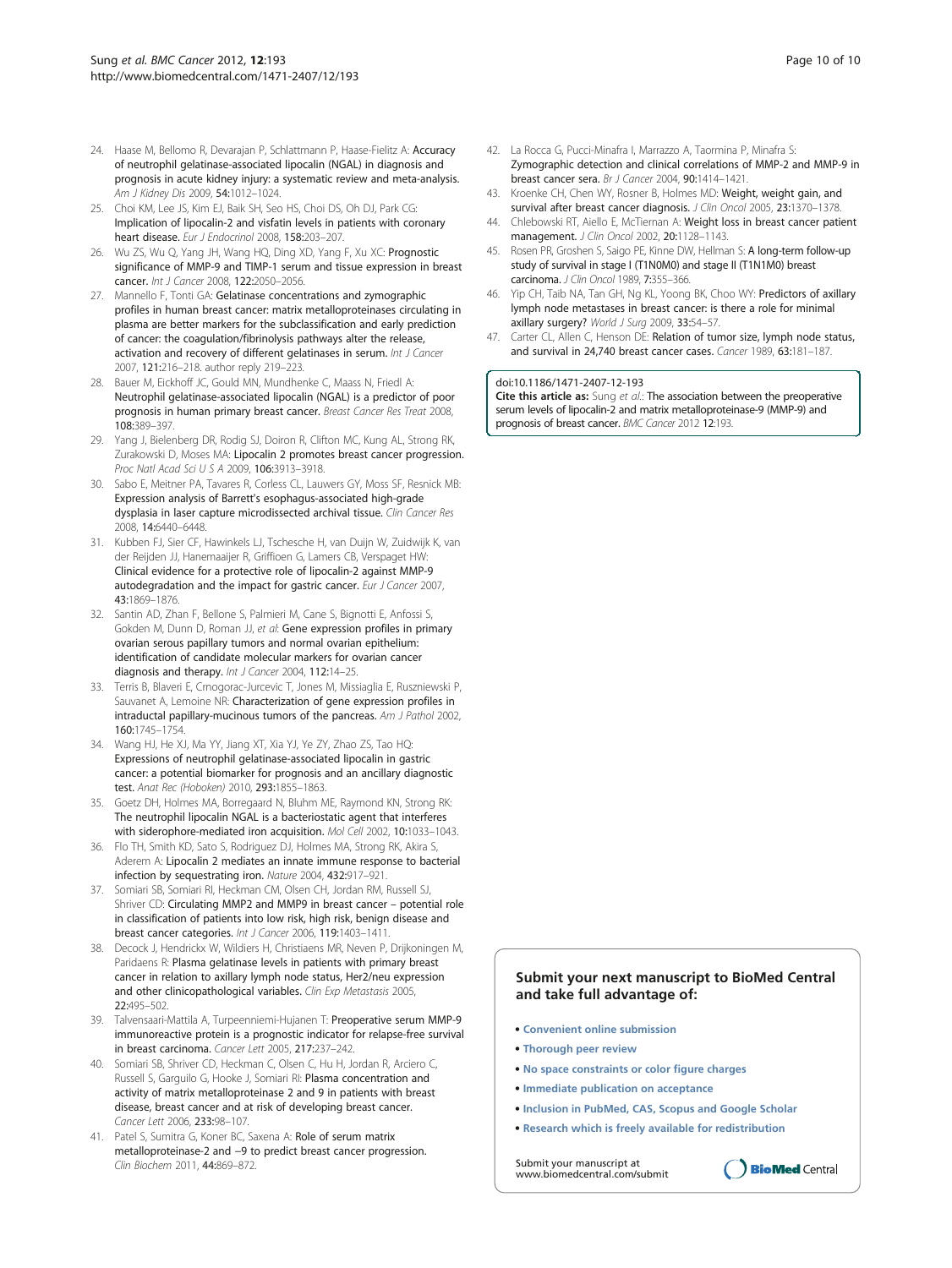24. Haase M, Bellomo R, Devarajan P, Schlattmann P, Haase-Fielitz A: **Accuracy of neutrophil gelatinase-associated lipocalin (NGAL) in diagnosis and prognosis in acute kidney injury: a systematic review and meta-analysis.** *Am J Kidney Dis* 2009, **54:**1012–1024.
25. Choi KM, Lee JS, Kim EJ, Baik SH, Seo HS, Choi DS, Oh DJ, Park CG: **Implication of lipocalin-2 and visfatin levels in patients with coronary heart disease.** *Eur J Endocrinol* 2008, **158:**203–207.
26. Wu ZS, Wu Q, Yang JH, Wang HQ, Ding XD, Yang F, Xu XC: **Prognostic significance of MMP-9 and TIMP-1 serum and tissue expression in breast cancer.** *Int J Cancer* 2008, **122:**2050–2056.
27. Mannello F, Tonti GA: **Gelatinase concentrations and zymographic profiles in human breast cancer: matrix metalloproteinases circulating in plasma are better markers for the subclassification and early prediction of cancer: the coagulation/fibrinolysis pathways alter the release, activation and recovery of different gelatinases in serum.** *Int J Cancer* 2007, **121:**216–218. author reply 219–223.
28. Bauer M, Eickhoff JC, Gould MN, Mundhenke C, Maass N, Friedl A: **Neutrophil gelatinase-associated lipocalin (NGAL) is a predictor of poor prognosis in human primary breast cancer.** *Breast Cancer Res Treat* 2008, **108:**389–397.
29. Yang J, Bielenberg DR, Rodig SJ, Doiron R, Clifton MC, Kung AL, Strong RK, Zurakowski D, Moses MA: **Lipocalin 2 promotes breast cancer progression.** *Proc Natl Acad Sci U S A* 2009, **106:**3913–3918.
30. Sabo E, Meitner PA, Tavares R, Corless CL, Lauwers GY, Moss SF, Resnick MB: **Expression analysis of Barrett's esophagus-associated high-grade dysplasia in laser capture microdissected archival tissue.** *Clin Cancer Res* 2008, **14:**6440–6448.
31. Kubben FJ, Sier CF, Hawinkels LJ, Tschesche H, van Duijn W, Zuidwijk K, van der Reijden JJ, Hanemaaijer R, Griffioen G, Lamers CB, Verspaget HW: **Clinical evidence for a protective role of lipocalin-2 against MMP-9 autodegradation and the impact for gastric cancer.** *Eur J Cancer* 2007, **43:**1869–1876.
32. Santin AD, Zhan F, Bellone S, Palmieri M, Cane S, Bignotti E, Anfossi S, Gokden M, Dunn D, Roman JJ, *et al*: **Gene expression profiles in primary ovarian serous papillary tumors and normal ovarian epithelium: identification of candidate molecular markers for ovarian cancer diagnosis and therapy.** *Int J Cancer* 2004, **112:**14–25.
33. Terris B, Blaveri E, Crnogorac-Jurcevic T, Jones M, Missiaglia E, Ruszniewski P, Sauvanet A, Lemoine NR: **Characterization of gene expression profiles in intraductal papillary-mucinous tumors of the pancreas.** *Am J Pathol* 2002, **160:**1745–1754.
34. Wang HJ, He XJ, Ma YY, Jiang XT, Xia YJ, Ye ZY, Zhao ZS, Tao HQ: **Expressions of neutrophil gelatinase-associated lipocalin in gastric cancer: a potential biomarker for prognosis and an ancillary diagnostic test.** *Anat Rec (Hoboken)* 2010, **293:**1855–1863.
35. Goetz DH, Holmes MA, Borregaard N, Bluhm ME, Raymond KN, Strong RK: **The neutrophil lipocalin NGAL is a bacteriostatic agent that interferes with siderophore-mediated iron acquisition.** *Mol Cell* 2002, **10:**1033–1043.
36. Flo TH, Smith KD, Sato S, Rodriguez DJ, Holmes MA, Strong RK, Akira S, Aderem A: **Lipocalin 2 mediates an innate immune response to bacterial infection by sequestrating iron.** *Nature* 2004, **432:**917–921.
37. Somiari SB, Somiari RI, Heckman CM, Olsen CH, Jordan RM, Russell SJ, Shriver CD: **Circulating MMP2 and MMP9 in breast cancer – potential role in classification of patients into low risk, high risk, benign disease and breast cancer categories.** *Int J Cancer* 2006, **119:**1403–1411.
38. Decock J, Hendrickx W, Wildiers H, Christiaens MR, Neven P, Drijkoningen M, Paridaens R: **Plasma gelatinase levels in patients with primary breast cancer in relation to axillary lymph node status, Her2/neu expression and other clinicopathological variables.** *Clin Exp Metastasis* 2005, **22:**495–502.
39. Talvensaari-Mattila A, Turpeenniemi-Hujanen T: **Preoperative serum MMP-9 immunoreactive protein is a prognostic indicator for relapse-free survival in breast carcinoma.** *Cancer Lett* 2005, **217:**237–242.
40. Somiari SB, Shriver CD, Heckman C, Olsen C, Hu H, Jordan R, Arciero C, Russell S, Garguilo G, Hooke J, Somiari RI: **Plasma concentration and activity of matrix metalloproteinase 2 and 9 in patients with breast disease, breast cancer and at risk of developing breast cancer.** *Cancer Lett* 2006, **233:**98–107.
41. Patel S, Sumitra G, Koner BC, Saxena A: **Role of serum matrix metalloproteinase-2 and −9 to predict breast cancer progression.** *Clin Biochem* 2011, **44:**869–872.
42. La Rocca G, Pucci-Minafra I, Marrazzo A, Taormina P, Minafra S: **Zymographic detection and clinical correlations of MMP-2 and MMP-9 in breast cancer sera.** *Br J Cancer* 2004, **90:**1414–1421.
43. Kroenke CH, Chen WY, Rosner B, Holmes MD: **Weight, weight gain, and survival after breast cancer diagnosis.** *J Clin Oncol* 2005, **23:**1370–1378.
44. Chlebowski RT, Aiello E, McTiernan A: **Weight loss in breast cancer patient management.** *J Clin Oncol* 2002, **20:**1128–1143.
45. Rosen PR, Groshen S, Saigo PE, Kinne DW, Hellman S: **A long-term follow-up study of survival in stage I (T1N0M0) and stage II (T1N1M0) breast carcinoma.** *J Clin Oncol* 1989, **7:**355–366.
46. Yip CH, Taib NA, Tan GH, Ng KL, Yoong BK, Choo WY: **Predictors of axillary lymph node metastases in breast cancer: is there a role for minimal axillary surgery?** *World J Surg* 2009, **33:**54–57.
47. Carter CL, Allen C, Henson DE: **Relation of tumor size, lymph node status, and survival in 24,740 breast cancer cases.** *Cancer* 1989, **63:**181–187.

doi:10.1186/1471-2407-12-193

**Cite this article as:** Sung *et al.*: The association between the preoperative serum levels of lipocalin-2 and matrix metalloproteinase-9 (MMP-9) and prognosis of breast cancer. *BMC Cancer* 2012 **12**:193.

**Submit your next manuscript to BioMed Central and take full advantage of:**

- **Convenient online submission**
- **Thorough peer review**
- **No space constraints or color figure charges**
- **Immediate publication on acceptance**
- **Inclusion in PubMed, CAS, Scopus and Google Scholar**
- **Research which is freely available for redistribution**

Submit your manuscript at www.biomedcentral.com/submit

BioMed Central